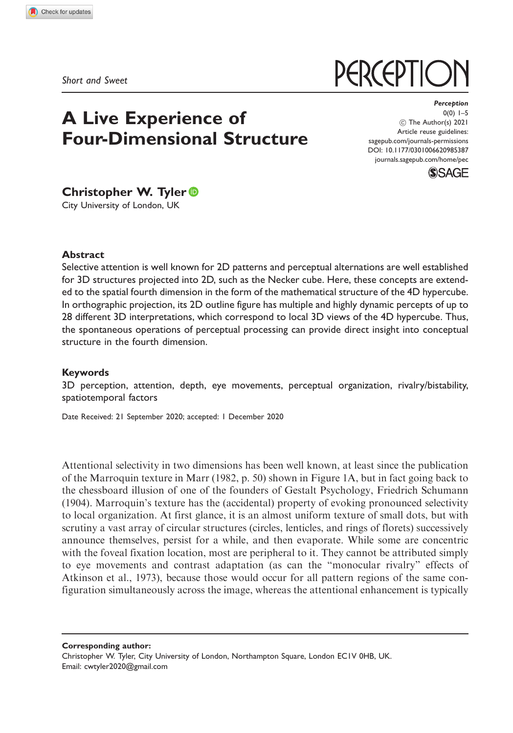*Short and Sweet*

# A Live Experience of Four-Dimensional Structure

**Christopher W. Tyler**
City University of London, UK

Perception
0(0) 1–5
© The Author(s) 2021
Article reuse guidelines:
sagepub.com/journals-permissions
DOI: 10.1177/0301006620985387
journals.sagepub.com/home/pec

## Abstract

Selective attention is well known for 2D patterns and perceptual alternations are well established for 3D structures projected into 2D, such as the Necker cube. Here, these concepts are extended to the spatial fourth dimension in the form of the mathematical structure of the 4D hypercube. In orthographic projection, its 2D outline figure has multiple and highly dynamic percepts of up to 28 different 3D interpretations, which correspond to local 3D views of the 4D hypercube. Thus, the spontaneous operations of perceptual processing can provide direct insight into conceptual structure in the fourth dimension.

## Keywords

3D perception, attention, depth, eye movements, perceptual organization, rivalry/bistability, spatiotemporal factors

Date Received: 21 September 2020; accepted: 1 December 2020

Attentional selectivity in two dimensions has been well known, at least since the publication of the Marroquin texture in Marr (1982, p. 50) shown in Figure 1A, but in fact going back to the chessboard illusion of one of the founders of Gestalt Psychology, Friedrich Schumann (1904). Marroquin's texture has the (accidental) property of evoking pronounced selectivity to local organization. At first glance, it is an almost uniform texture of small dots, but with scrutiny a vast array of circular structures (circles, lenticles, and rings of florets) successively announce themselves, persist for a while, and then evaporate. While some are concentric with the foveal fixation location, most are peripheral to it. They cannot be attributed simply to eye movements and contrast adaptation (as can the "monocular rivalry" effects of Atkinson et al., 1973), because those would occur for all pattern regions of the same configuration simultaneously across the image, whereas the attentional enhancement is typically

**Corresponding author:**
Christopher W. Tyler, City University of London, Northampton Square, London EC1V 0HB, UK.
Email: cwtyler2020@gmail.com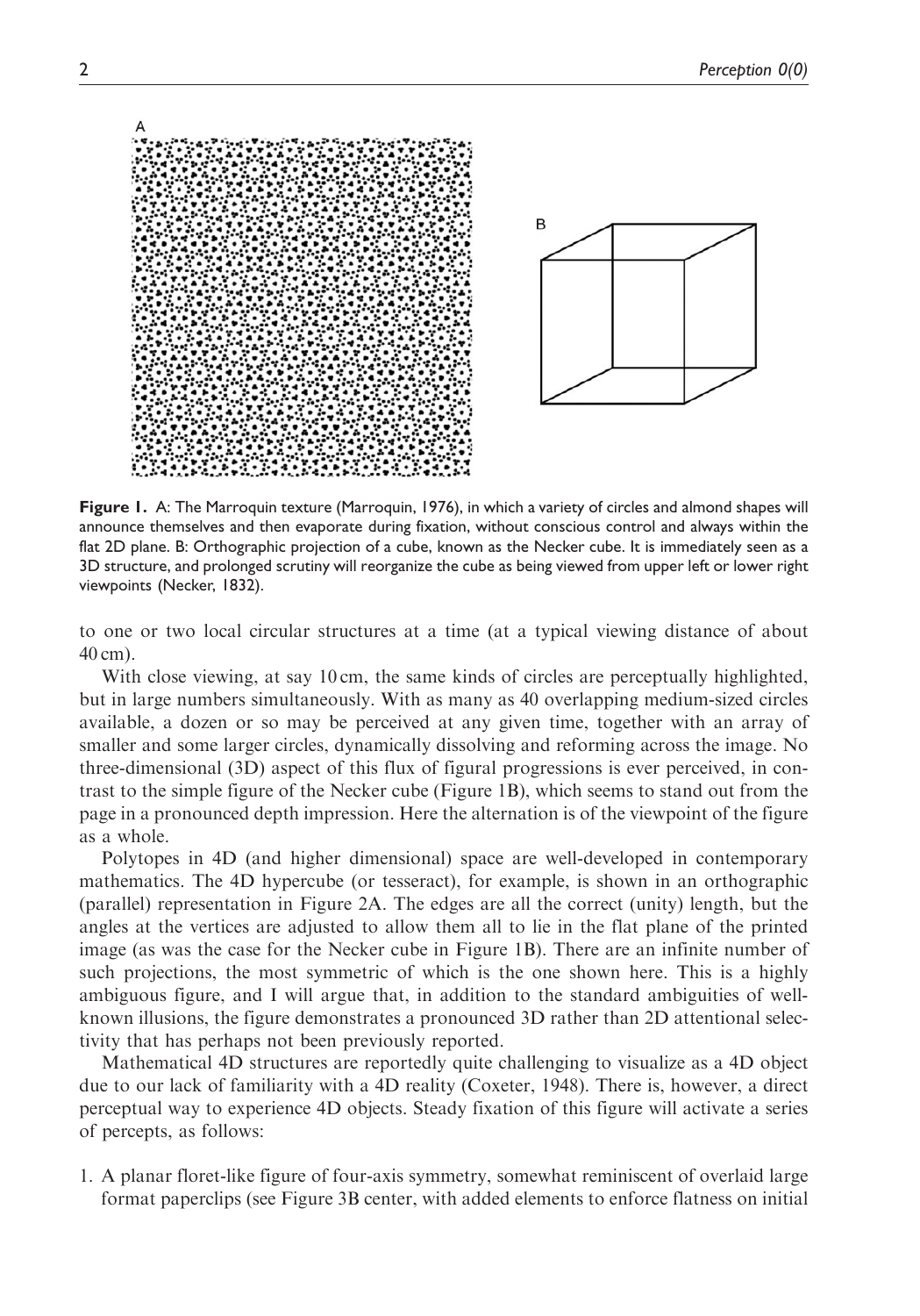Figure 1. A: The Marroquin texture (Marroquin, 1976), in which a variety of circles and almond shapes will announce themselves and then evaporate during fixation, without conscious control and always within the flat 2D plane. B: Orthographic projection of a cube, known as the Necker cube. It is immediately seen as a 3D structure, and prolonged scrutiny will reorganize the cube as being viewed from upper left or lower right viewpoints (Necker, 1832).

to one or two local circular structures at a time (at a typical viewing distance of about 40 cm).

With close viewing, at say 10 cm, the same kinds of circles are perceptually highlighted, but in large numbers simultaneously. With as many as 40 overlapping medium-sized circles available, a dozen or so may be perceived at any given time, together with an array of smaller and some larger circles, dynamically dissolving and reforming across the image. No three-dimensional (3D) aspect of this flux of figural progressions is ever perceived, in contrast to the simple figure of the Necker cube (Figure 1B), which seems to stand out from the page in a pronounced depth impression. Here the alternation is of the viewpoint of the figure as a whole.

Polytopes in 4D (and higher dimensional) space are well-developed in contemporary mathematics. The 4D hypercube (or tesseract), for example, is shown in an orthographic (parallel) representation in Figure 2A. The edges are all the correct (unity) length, but the angles at the vertices are adjusted to allow them all to lie in the flat plane of the printed image (as was the case for the Necker cube in Figure 1B). There are an infinite number of such projections, the most symmetric of which is the one shown here. This is a highly ambiguous figure, and I will argue that, in addition to the standard ambiguities of well-known illusions, the figure demonstrates a pronounced 3D rather than 2D attentional selectivity that has perhaps not been previously reported.

Mathematical 4D structures are reportedly quite challenging to visualize as a 4D object due to our lack of familiarity with a 4D reality (Coxeter, 1948). There is, however, a direct perceptual way to experience 4D objects. Steady fixation of this figure will activate a series of percepts, as follows:

1. A planar floret-like figure of four-axis symmetry, somewhat reminiscent of overlaid large format paperclips (see Figure 3B center, with added elements to enforce flatness on initial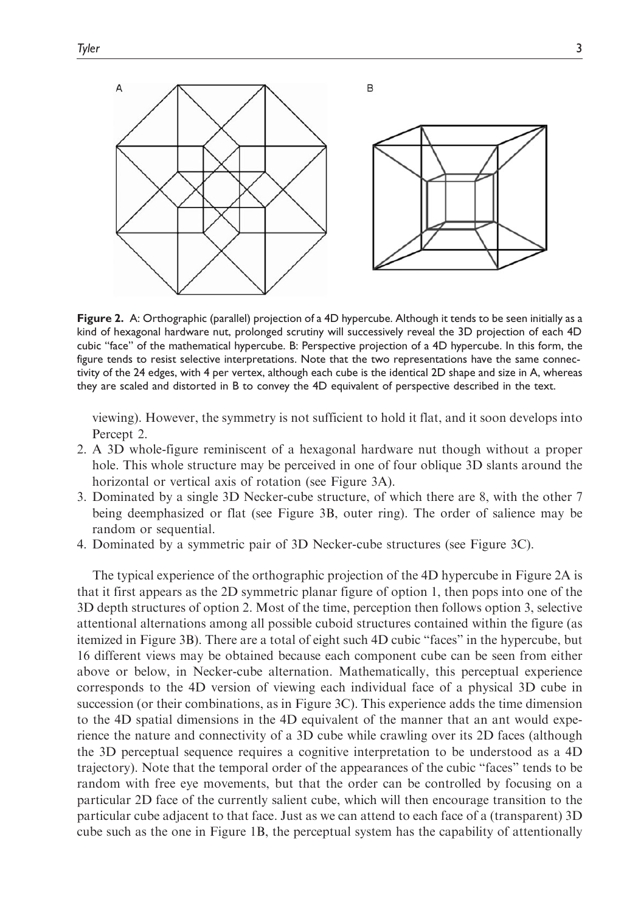Figure 2. A: Orthographic (parallel) projection of a 4D hypercube. Although it tends to be seen initially as a kind of hexagonal hardware nut, prolonged scrutiny will successively reveal the 3D projection of each 4D cubic "face" of the mathematical hypercube. B: Perspective projection of a 4D hypercube. In this form, the figure tends to resist selective interpretations. Note that the two representations have the same connectivity of the 24 edges, with 4 per vertex, although each cube is the identical 2D shape and size in A, whereas they are scaled and distorted in B to convey the 4D equivalent of perspective described in the text.

viewing). However, the symmetry is not sufficient to hold it flat, and it soon develops into Percept 2.

2. A 3D whole-figure reminiscent of a hexagonal hardware nut though without a proper hole. This whole structure may be perceived in one of four oblique 3D slants around the horizontal or vertical axis of rotation (see Figure 3A).
3. Dominated by a single 3D Necker-cube structure, of which there are 8, with the other 7 being deemphasized or flat (see Figure 3B, outer ring). The order of salience may be random or sequential.
4. Dominated by a symmetric pair of 3D Necker-cube structures (see Figure 3C).

The typical experience of the orthographic projection of the 4D hypercube in Figure 2A is that it first appears as the 2D symmetric planar figure of option 1, then pops into one of the 3D depth structures of option 2. Most of the time, perception then follows option 3, selective attentional alternations among all possible cuboid structures contained within the figure (as itemized in Figure 3B). There are a total of eight such 4D cubic "faces" in the hypercube, but 16 different views may be obtained because each component cube can be seen from either above or below, in Necker-cube alternation. Mathematically, this perceptual experience corresponds to the 4D version of viewing each individual face of a physical 3D cube in succession (or their combinations, as in Figure 3C). This experience adds the time dimension to the 4D spatial dimensions in the 4D equivalent of the manner that an ant would experience the nature and connectivity of a 3D cube while crawling over its 2D faces (although the 3D perceptual sequence requires a cognitive interpretation to be understood as a 4D trajectory). Note that the temporal order of the appearances of the cubic "faces" tends to be random with free eye movements, but that the order can be controlled by focusing on a particular 2D face of the currently salient cube, which will then encourage transition to the particular cube adjacent to that face. Just as we can attend to each face of a (transparent) 3D cube such as the one in Figure 1B, the perceptual system has the capability of attentionally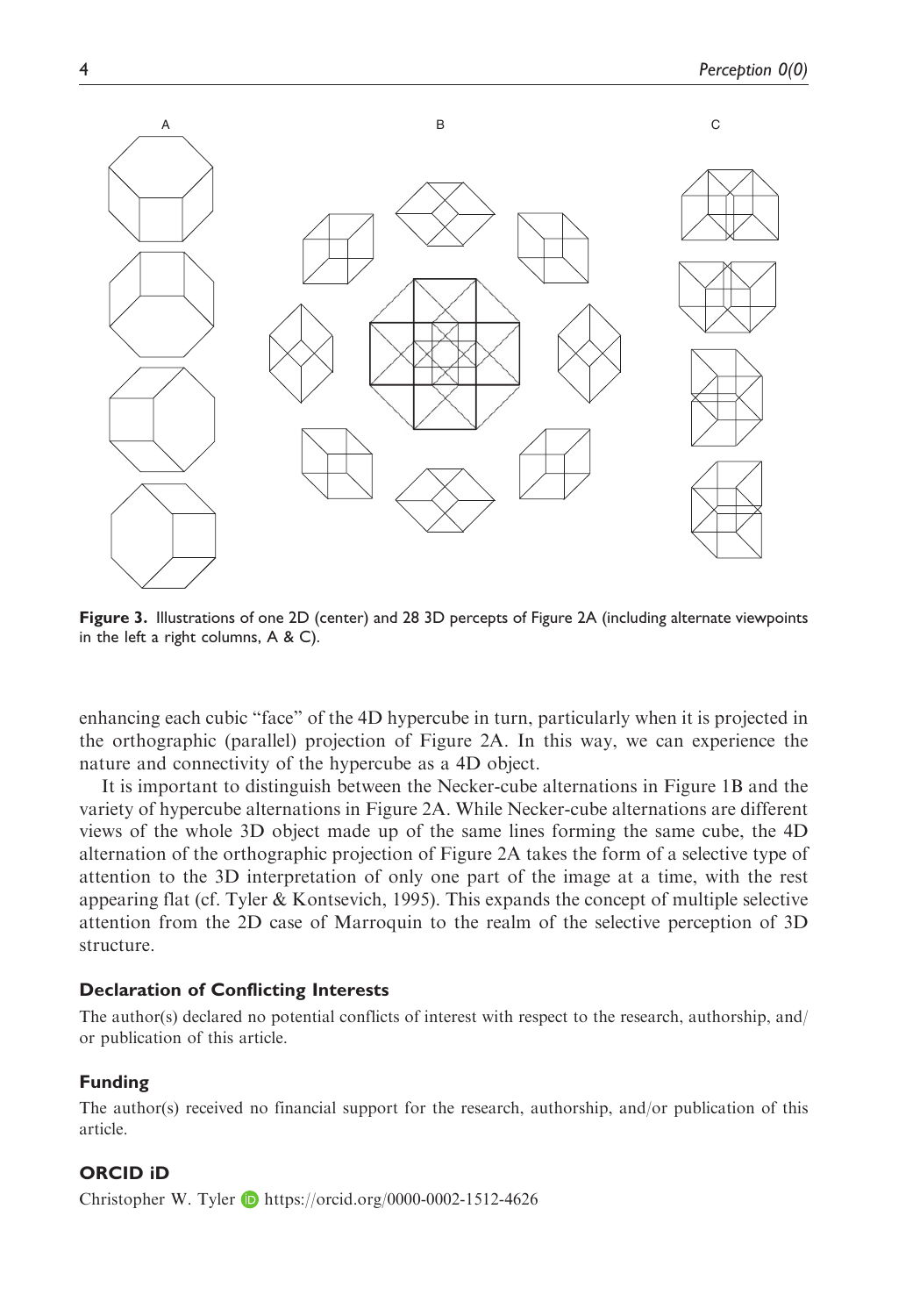Figure 3. Illustrations of one 2D (center) and 28 3D percepts of Figure 2A (including alternate viewpoints in the left a right columns, A & C).

enhancing each cubic "face" of the 4D hypercube in turn, particularly when it is projected in the orthographic (parallel) projection of Figure 2A. In this way, we can experience the nature and connectivity of the hypercube as a 4D object.

It is important to distinguish between the Necker-cube alternations in Figure 1B and the variety of hypercube alternations in Figure 2A. While Necker-cube alternations are different views of the whole 3D object made up of the same lines forming the same cube, the 4D alternation of the orthographic projection of Figure 2A takes the form of a selective type of attention to the 3D interpretation of only one part of the image at a time, with the rest appearing flat (cf. Tyler & Kontsevich, 1995). This expands the concept of multiple selective attention from the 2D case of Marroquin to the realm of the selective perception of 3D structure.

## Declaration of Conflicting Interests

The author(s) declared no potential conflicts of interest with respect to the research, authorship, and/or publication of this article.

## Funding

The author(s) received no financial support for the research, authorship, and/or publication of this article.

## ORCID iD

Christopher W. Tyler https://orcid.org/0000-0002-1512-4626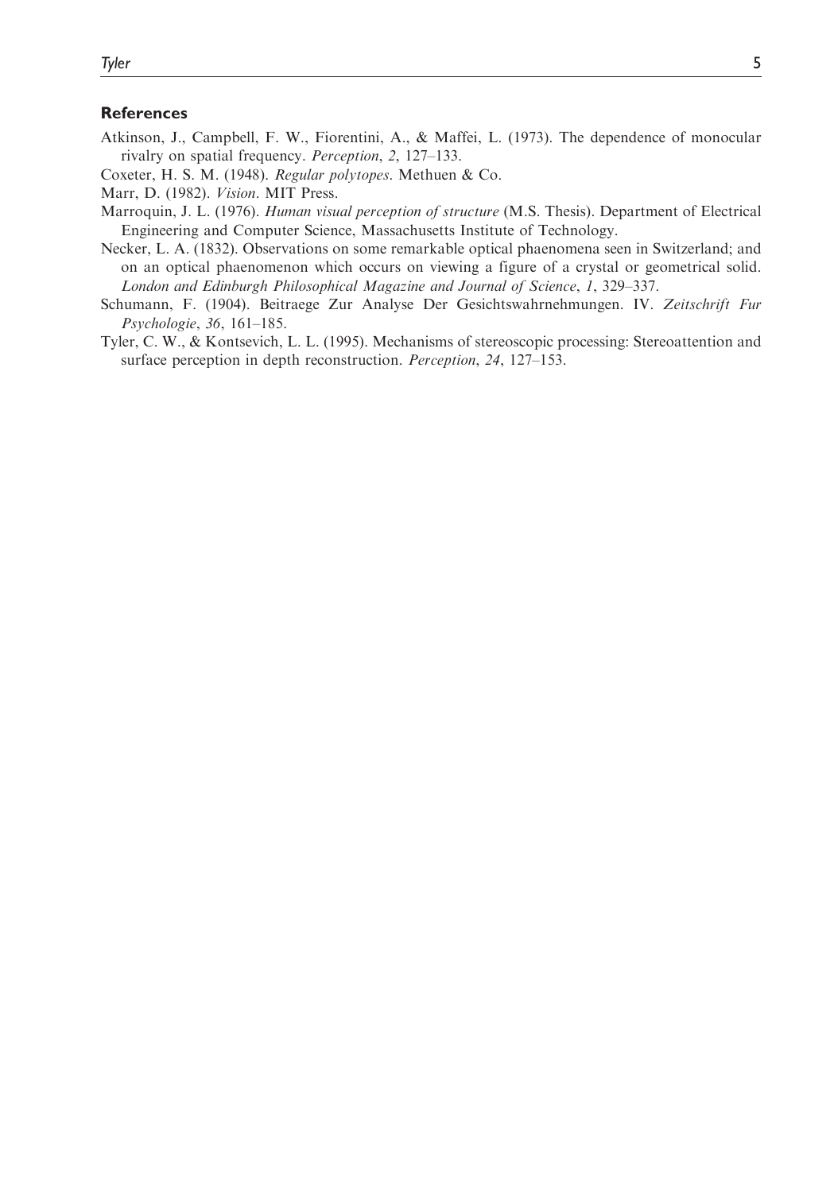## References

Atkinson, J., Campbell, F. W., Fiorentini, A., & Maffei, L. (1973). The dependence of monocular rivalry on spatial frequency. *Perception*, *2*, 127–133.

Coxeter, H. S. M. (1948). *Regular polytopes*. Methuen & Co.

Marr, D. (1982). *Vision*. MIT Press.

Marroquin, J. L. (1976). *Human visual perception of structure* (M.S. Thesis). Department of Electrical Engineering and Computer Science, Massachusetts Institute of Technology.

Necker, L. A. (1832). Observations on some remarkable optical phaenomena seen in Switzerland; and on an optical phaenomenon which occurs on viewing a figure of a crystal or geometrical solid. *London and Edinburgh Philosophical Magazine and Journal of Science*, *1*, 329–337.

Schumann, F. (1904). Beitraege Zur Analyse Der Gesichtswahrnehmungen. IV. *Zeitschrift Fur Psychologie*, *36*, 161–185.

Tyler, C. W., & Kontsevich, L. L. (1995). Mechanisms of stereoscopic processing: Stereoattention and surface perception in depth reconstruction. *Perception*, *24*, 127–153.